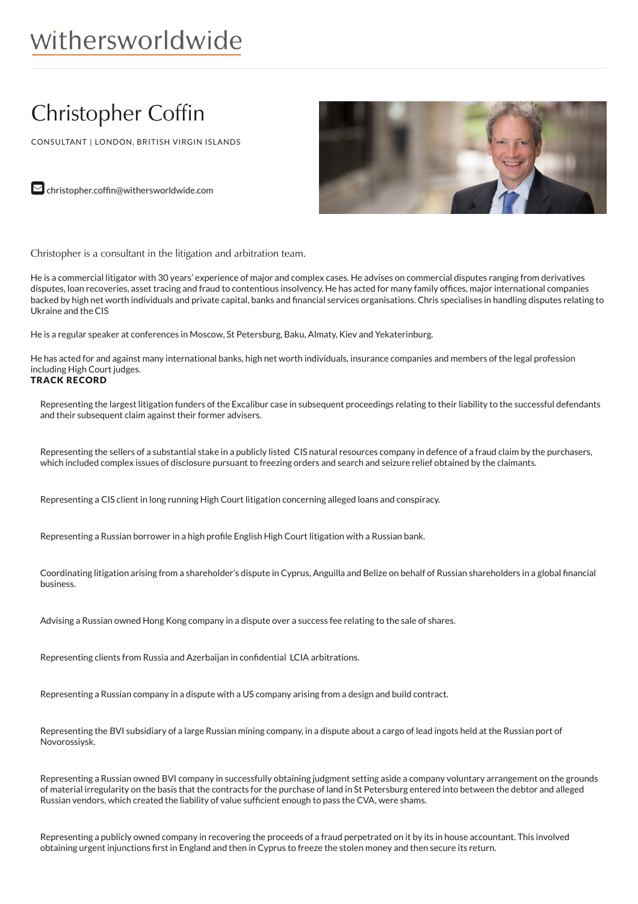withersworldwide

# Christopher Coffin

CONSULTANT | LONDON, BRITISH VIRGIN ISLANDS

christopher.coffin@withersworldwide.com

Christopher is a consultant in the litigation and arbitration team.

He is a commercial litigator with 30 years' experience of major and complex cases. He advises on commercial disputes ranging from derivatives disputes, loan recoveries, asset tracing and fraud to contentious insolvency. He has acted for many family offices, major international companies backed by high net worth individuals and private capital, banks and financial services organisations. Chris specialises in handling disputes relating to Ukraine and the CIS

He is a regular speaker at conferences in Moscow, St Petersburg, Baku, Almaty, Kiev and Yekaterinburg.

He has acted for and against many international banks, high net worth individuals, insurance companies and members of the legal profession including High Court judges.

## TRACK RECORD

Representing the largest litigation funders of the Excalibur case in subsequent proceedings relating to their liability to the successful defendants and their subsequent claim against their former advisers.

Representing the sellers of a substantial stake in a publicly listed CIS natural resources company in defence of a fraud claim by the purchasers, which included complex issues of disclosure pursuant to freezing orders and search and seizure relief obtained by the claimants.

Representing a CIS client in long running High Court litigation concerning alleged loans and conspiracy.

Representing a Russian borrower in a high profile English High Court litigation with a Russian bank.

Coordinating litigation arising from a shareholder's dispute in Cyprus, Anguilla and Belize on behalf of Russian shareholders in a global financial business.

Advising a Russian owned Hong Kong company in a dispute over a success fee relating to the sale of shares.

Representing clients from Russia and Azerbaijan in confidential LCIA arbitrations.

Representing a Russian company in a dispute with a US company arising from a design and build contract.

Representing the BVI subsidiary of a large Russian mining company, in a dispute about a cargo of lead ingots held at the Russian port of Novorossiysk.

Representing a Russian owned BVI company in successfully obtaining judgment setting aside a company voluntary arrangement on the grounds of material irregularity on the basis that the contracts for the purchase of land in St Petersburg entered into between the debtor and alleged Russian vendors, which created the liability of value sufficient enough to pass the CVA, were shams.

Representing a publicly owned company in recovering the proceeds of a fraud perpetrated on it by its in house accountant. This involved obtaining urgent injunctions first in England and then in Cyprus to freeze the stolen money and then secure its return.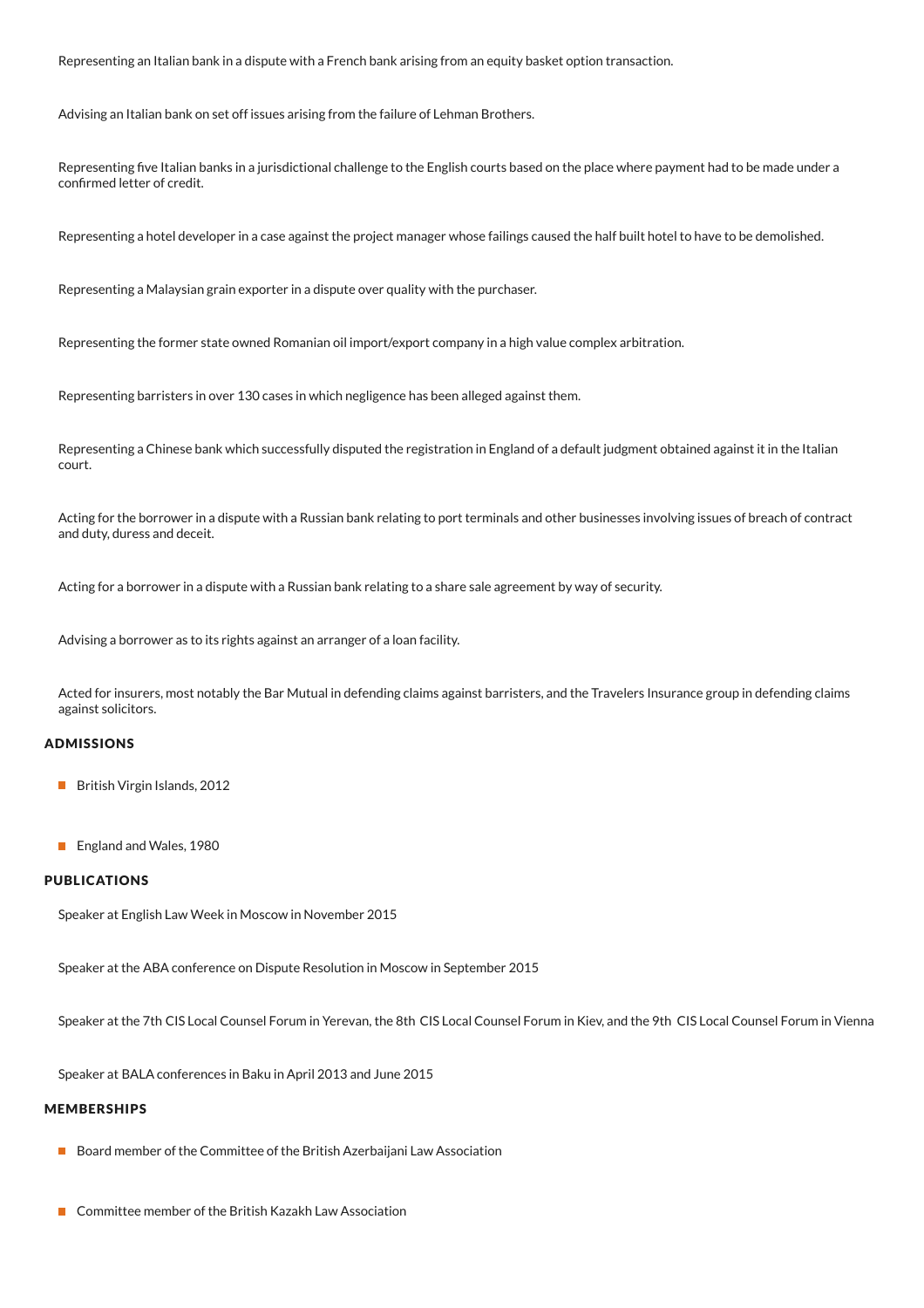Representing an Italian bank in a dispute with a French bank arising from an equity basket option transaction.

Advising an Italian bank on set off issues arising from the failure of Lehman Brothers.

Representing five Italian banks in a jurisdictional challenge to the English courts based on the place where payment had to be made under a confirmed letter of credit.

Representing a hotel developer in a case against the project manager whose failings caused the half built hotel to have to be demolished.

Representing a Malaysian grain exporter in a dispute over quality with the purchaser.

Representing the former state owned Romanian oil import/export company in a high value complex arbitration.

Representing barristers in over 130 cases in which negligence has been alleged against them.

Representing a Chinese bank which successfully disputed the registration in England of a default judgment obtained against it in the Italian court.

Acting for the borrower in a dispute with a Russian bank relating to port terminals and other businesses involving issues of breach of contract and duty, duress and deceit.

Acting for a borrower in a dispute with a Russian bank relating to a share sale agreement by way of security.

Advising a borrower as to its rights against an arranger of a loan facility.

Acted for insurers, most notably the Bar Mutual in defending claims against barristers, and the Travelers Insurance group in defending claims against solicitors.

## ADMISSIONS

- British Virgin Islands, 2012
- England and Wales, 1980

## PUBLICATIONS

Speaker at English Law Week in Moscow in November 2015

Speaker at the ABA conference on Dispute Resolution in Moscow in September 2015

Speaker at the 7th CIS Local Counsel Forum in Yerevan, the 8th CIS Local Counsel Forum in Kiev, and the 9th CIS Local Counsel Forum in Vienna

Speaker at BALA conferences in Baku in April 2013 and June 2015

## MEMBERSHIPS

- Board member of the Committee of the British Azerbaijani Law Association
- Committee member of the British Kazakh Law Association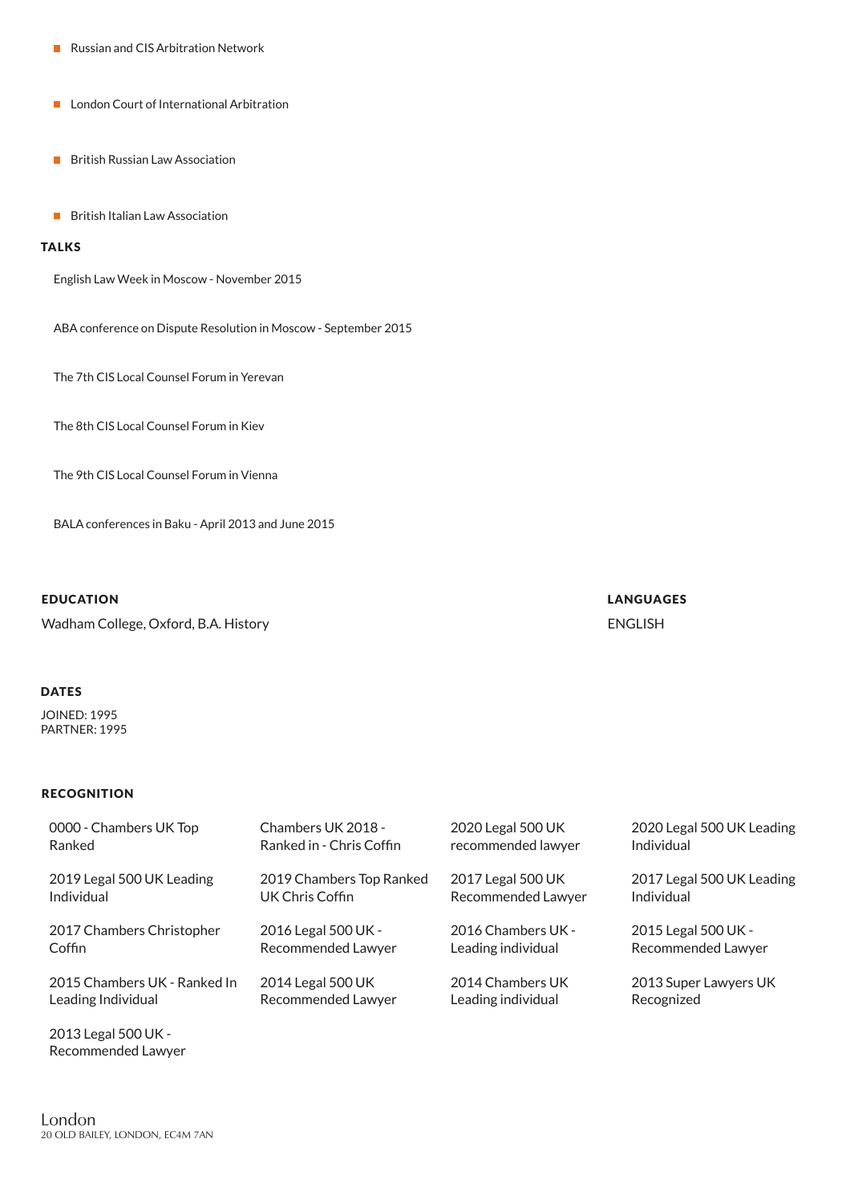- Russian and CIS Arbitration Network
- London Court of International Arbitration
- British Russian Law Association
- British Italian Law Association

## TALKS

English Law Week in Moscow - November 2015

ABA conference on Dispute Resolution in Moscow - September 2015

The 7th CIS Local Counsel Forum in Yerevan

The 8th CIS Local Counsel Forum in Kiev

The 9th CIS Local Counsel Forum in Vienna

BALA conferences in Baku - April 2013 and June 2015

## EDUCATION

Wadham College, Oxford, B.A. History

## LANGUAGES

ENGLISH

## DATES

JOINED: 1995
PARTNER: 1995

## RECOGNITION

- 0000 - Chambers UK Top Ranked
- Chambers UK 2018 - Ranked in - Chris Coffin
- 2020 Legal 500 UK recommended lawyer
- 2020 Legal 500 UK Leading Individual
- 2019 Legal 500 UK Leading Individual
- 2019 Chambers Top Ranked UK Chris Coffin
- 2017 Legal 500 UK Recommended Lawyer
- 2017 Legal 500 UK Leading Individual
- 2017 Chambers Christopher Coffin
- 2016 Legal 500 UK - Recommended Lawyer
- 2016 Chambers UK - Leading individual
- 2015 Legal 500 UK - Recommended Lawyer
- 2015 Chambers UK - Ranked In Leading Individual
- 2014 Legal 500 UK Recommended Lawyer
- 2014 Chambers UK Leading individual
- 2013 Super Lawyers UK Recognized
- 2013 Legal 500 UK - Recommended Lawyer

London
20 OLD BAILEY, LONDON, EC4M 7AN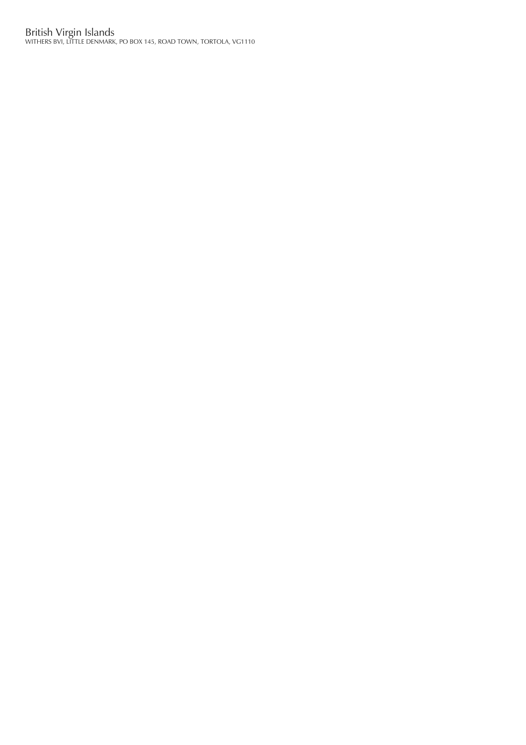British Virgin Islands

WITHERS BVI, LITTLE DENMARK, PO BOX 145, ROAD TOWN, TORTOLA, VG1110